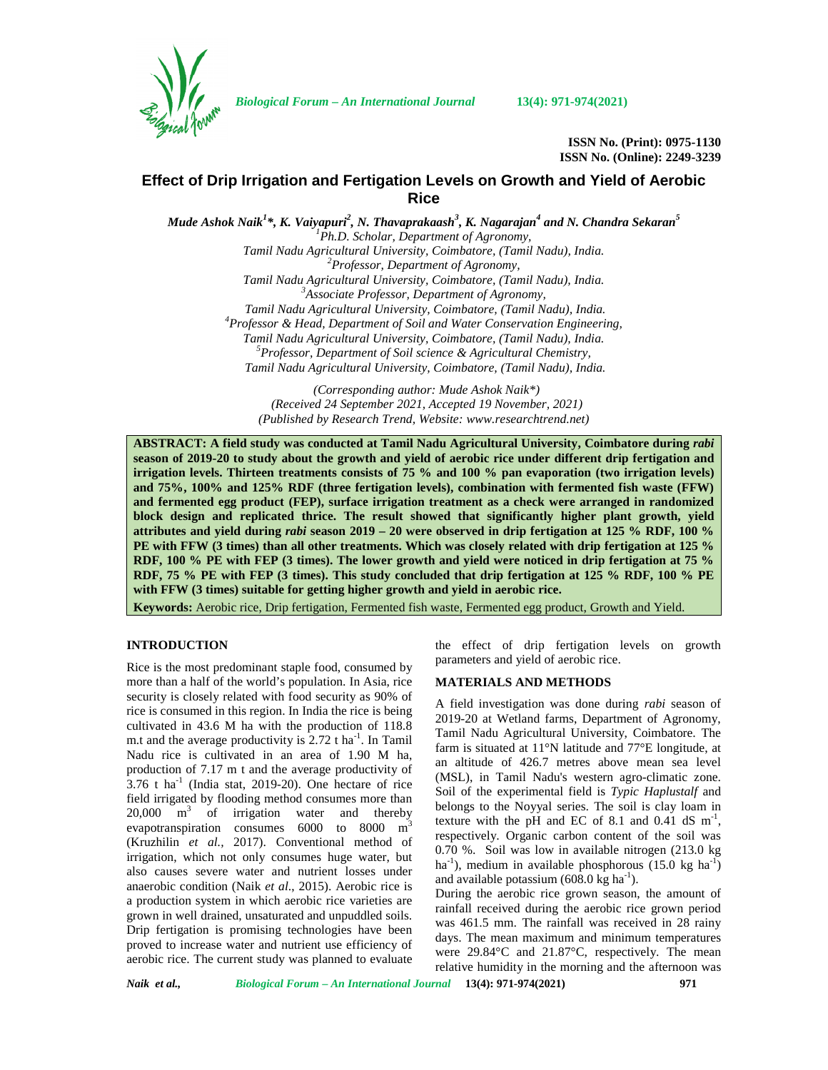# Effect of Drip Irrigation and Fertigation Levels on Growth and Yield of Aerobic Rice

*Mude Ashok Naik[1]\*, K. Vaiyapuri[2], N. Thavaprakaash[3], K. Nagarajan[4] and N. Chandra Sekaran[5]*

[1]*Ph.D. Scholar, Department of Agronomy, Tamil Nadu Agricultural University, Coimbatore, (Tamil Nadu), India.*
[2]*Professor, Department of Agronomy, Tamil Nadu Agricultural University, Coimbatore, (Tamil Nadu), India.*
[3]*Associate Professor, Department of Agronomy, Tamil Nadu Agricultural University, Coimbatore, (Tamil Nadu), India.*
[4]*Professor & Head, Department of Soil and Water Conservation Engineering, Tamil Nadu Agricultural University, Coimbatore, (Tamil Nadu), India.*
[5]*Professor, Department of Soil science & Agricultural Chemistry, Tamil Nadu Agricultural University, Coimbatore, (Tamil Nadu), India.*

*(Corresponding author: Mude Ashok Naik\*)*
*(Received 24 September 2021, Accepted 19 November, 2021)*
*(Published by Research Trend, Website: www.researchtrend.net)*

**ABSTRACT: A field study was conducted at Tamil Nadu Agricultural University, Coimbatore during *rabi* season of 2019-20 to study about the growth and yield of aerobic rice under different drip fertigation and irrigation levels. Thirteen treatments consists of 75 % and 100 % pan evaporation (two irrigation levels) and 75%, 100% and 125% RDF (three fertigation levels), combination with fermented fish waste (FFW) and fermented egg product (FEP), surface irrigation treatment as a check were arranged in randomized block design and replicated thrice. The result showed that significantly higher plant growth, yield attributes and yield during *rabi* season 2019 – 20 were observed in drip fertigation at 125 % RDF, 100 % PE with FFW (3 times) than all other treatments. Which was closely related with drip fertigation at 125 % RDF, 100 % PE with FEP (3 times). The lower growth and yield were noticed in drip fertigation at 75 % RDF, 75 % PE with FEP (3 times). This study concluded that drip fertigation at 125 % RDF, 100 % PE with FFW (3 times) suitable for getting higher growth and yield in aerobic rice.**

**Keywords:** Aerobic rice, Drip fertigation, Fermented fish waste, Fermented egg product, Growth and Yield.

## INTRODUCTION

Rice is the most predominant staple food, consumed by more than a half of the world's population. In Asia, rice security is closely related with food security as 90% of rice is consumed in this region. In India the rice is being cultivated in 43.6 M ha with the production of 118.8 m.t and the average productivity is 2.72 t $ha^{-1}$. In Tamil Nadu rice is cultivated in an area of 1.90 M ha, production of 7.17 m t and the average productivity of 3.76 t $ha^{-1}$ (India stat, 2019-20). One hectare of rice field irrigated by flooding method consumes more than 20,000 $m^3$ of irrigation water and thereby evapotranspiration consumes 6000 to 8000 $m^3$ (Kruzhilin *et al.,* 2017). Conventional method of irrigation, which not only consumes huge water, but also causes severe water and nutrient losses under anaerobic condition (Naik *et al.*, 2015). Aerobic rice is a production system in which aerobic rice varieties are grown in well drained, unsaturated and unpuddled soils. Drip fertigation is promising technologies have been proved to increase water and nutrient use efficiency of aerobic rice. The current study was planned to evaluate the effect of drip fertigation levels on growth parameters and yield of aerobic rice.

## MATERIALS AND METHODS

A field investigation was done during *rabi* season of 2019-20 at Wetland farms, Department of Agronomy, Tamil Nadu Agricultural University, Coimbatore. The farm is situated at 11°N latitude and 77°E longitude, at an altitude of 426.7 metres above mean sea level (MSL), in Tamil Nadu's western agro-climatic zone. Soil of the experimental field is *Typic Haplustalf* and belongs to the Noyyal series. The soil is clay loam in texture with the pH and EC of 8.1 and 0.41 dS $m^{-1}$, respectively. Organic carbon content of the soil was 0.70 %. Soil was low in available nitrogen (213.0 kg $ha^{-1}$), medium in available phosphorous (15.0 kg $ha^{-1}$) and available potassium (608.0 kg $ha^{-1}$).

During the aerobic rice grown season, the amount of rainfall received during the aerobic rice grown period was 461.5 mm. The rainfall was received in 28 rainy days. The mean maximum and minimum temperatures were 29.84°C and 21.87°C, respectively. The mean relative humidity in the morning and the afternoon was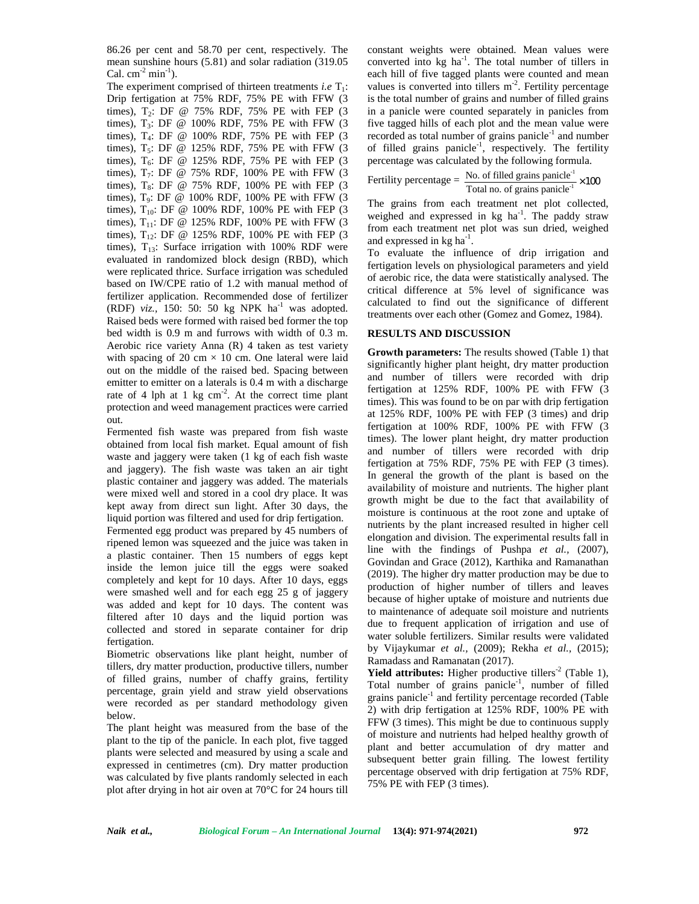86.26 per cent and 58.70 per cent, respectively. The mean sunshine hours (5.81) and solar radiation (319.05 Cal. $cm^{-2}$ $min^{-1}$).

The experiment comprised of thirteen treatments *i.e* $T_1$: Drip fertigation at 75% RDF, 75% PE with FFW (3 times), $T_2$: DF @ 75% RDF, 75% PE with FEP (3 times), $T_3$: DF @ 100% RDF, 75% PE with FFW (3 times), $T_4$: DF @ 100% RDF, 75% PE with FEP (3 times), $T_5$: DF @ 125% RDF, 75% PE with FFW (3 times), $T_6$: DF @ 125% RDF, 75% PE with FEP (3 times), $T_7$: DF @ 75% RDF, 100% PE with FFW (3 times), $T_8$: DF @ 75% RDF, 100% PE with FEP (3 times), $T_9$: DF @ 100% RDF, 100% PE with FFW (3 times), $T_{10}$: DF @ 100% RDF, 100% PE with FEP (3 times), $T_{11}$: DF @ 125% RDF, 100% PE with FFW (3 times), $T_{12}$: DF @ 125% RDF, 100% PE with FEP (3 times), $T_{13}$: Surface irrigation with 100% RDF were evaluated in randomized block design (RBD), which were replicated thrice. Surface irrigation was scheduled based on IW/CPE ratio of 1.2 with manual method of fertilizer application. Recommended dose of fertilizer (RDF) *viz.,* 150: 50: 50 kg NPK $ha^{-1}$ was adopted. Raised beds were formed with raised bed former the top bed width is 0.9 m and furrows with width of 0.3 m. Aerobic rice variety Anna (R) 4 taken as test variety with spacing of 20 cm × 10 cm. One lateral were laid out on the middle of the raised bed. Spacing between emitter to emitter on a laterals is 0.4 m with a discharge rate of 4 lph at 1 kg $cm^{-2}$. At the correct time plant protection and weed management practices were carried out.

Fermented fish waste was prepared from fish waste obtained from local fish market. Equal amount of fish waste and jaggery were taken (1 kg of each fish waste and jaggery). The fish waste was taken an air tight plastic container and jaggery was added. The materials were mixed well and stored in a cool dry place. It was kept away from direct sun light. After 30 days, the liquid portion was filtered and used for drip fertigation.

Fermented egg product was prepared by 45 numbers of ripened lemon was squeezed and the juice was taken in a plastic container. Then 15 numbers of eggs kept inside the lemon juice till the eggs were soaked completely and kept for 10 days. After 10 days, eggs were smashed well and for each egg 25 g of jaggery was added and kept for 10 days. The content was filtered after 10 days and the liquid portion was collected and stored in separate container for drip fertigation.

Biometric observations like plant height, number of tillers, dry matter production, productive tillers, number of filled grains, number of chaffy grains, fertility percentage, grain yield and straw yield observations were recorded as per standard methodology given below.

The plant height was measured from the base of the plant to the tip of the panicle. In each plot, five tagged plants were selected and measured by using a scale and expressed in centimetres (cm). Dry matter production was calculated by five plants randomly selected in each plot after drying in hot air oven at 70°C for 24 hours till constant weights were obtained. Mean values were converted into kg $ha^{-1}$. The total number of tillers in each hill of five tagged plants were counted and mean values is converted into tillers $m^{-2}$. Fertility percentage is the total number of grains and number of filled grains in a panicle were counted separately in panicles from five tagged hills of each plot and the mean value were recorded as total number of grains $panicle^{-1}$ and number of filled grains $panicle^{-1}$, respectively. The fertility percentage was calculated by the following formula.

$$\text{Fertility percentage} = \frac{\text{No. of filled grains panicle}^{-1}}{\text{Total no. of grains panicle}^{-1}} \times 100$$

The grains from each treatment net plot collected, weighed and expressed in kg $ha^{-1}$. The paddy straw from each treatment net plot was sun dried, weighed and expressed in kg $ha^{-1}$.

To evaluate the influence of drip irrigation and fertigation levels on physiological parameters and yield of aerobic rice, the data were statistically analysed. The critical difference at 5% level of significance was calculated to find out the significance of different treatments over each other (Gomez and Gomez, 1984).

## RESULTS AND DISCUSSION

**Growth parameters:** The results showed (Table 1) that significantly higher plant height, dry matter production and number of tillers were recorded with drip fertigation at 125% RDF, 100% PE with FFW (3 times). This was found to be on par with drip fertigation at 125% RDF, 100% PE with FEP (3 times) and drip fertigation at 100% RDF, 100% PE with FFW (3 times). The lower plant height, dry matter production and number of tillers were recorded with drip fertigation at 75% RDF, 75% PE with FEP (3 times). In general the growth of the plant is based on the availability of moisture and nutrients. The higher plant growth might be due to the fact that availability of moisture is continuous at the root zone and uptake of nutrients by the plant increased resulted in higher cell elongation and division. The experimental results fall in line with the findings of Pushpa *et al.,* (2007), Govindan and Grace (2012), Karthika and Ramanathan (2019). The higher dry matter production may be due to production of higher number of tillers and leaves because of higher uptake of moisture and nutrients due to maintenance of adequate soil moisture and nutrients due to frequent application of irrigation and use of water soluble fertilizers. Similar results were validated by Vijaykumar *et al.,* (2009); Rekha *et al.,* (2015); Ramadass and Ramanatan (2017).

**Yield attributes:** Higher productive $tillers^{-2}$ (Table 1), Total number of grains $panicle^{-1}$, number of filled grains $panicle^{-1}$ and fertility percentage recorded (Table 2) with drip fertigation at 125% RDF, 100% PE with FFW (3 times). This might be due to continuous supply of moisture and nutrients had helped healthy growth of plant and better accumulation of dry matter and subsequent better grain filling. The lowest fertility percentage observed with drip fertigation at 75% RDF, 75% PE with FEP (3 times).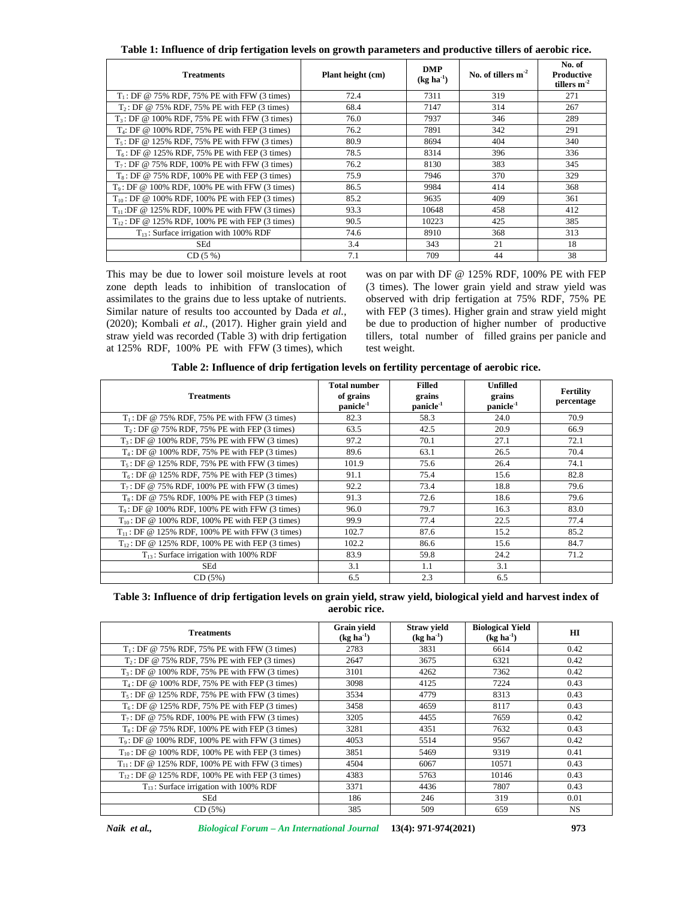**Table 1: Influence of drip fertigation levels on growth parameters and productive tillers of aerobic rice.**

| Treatments | Plant height (cm) | DMP (kg ha$^{-1}$) | No. of tillers m$^{-2}$ | No. of Productive tillers m$^{-2}$ |
|---|---|---|---|---|
| $T_1$: DF @ 75% RDF, 75% PE with FFW (3 times) | 72.4 | 7311 | 319 | 271 |
| $T_2$: DF @ 75% RDF, 75% PE with FEP (3 times) | 68.4 | 7147 | 314 | 267 |
| $T_3$: DF @ 100% RDF, 75% PE with FFW (3 times) | 76.0 | 7937 | 346 | 289 |
| $T_4$: DF @ 100% RDF, 75% PE with FEP (3 times) | 76.2 | 7891 | 342 | 291 |
| $T_5$: DF @ 125% RDF, 75% PE with FFW (3 times) | 80.9 | 8694 | 404 | 340 |
| $T_6$: DF @ 125% RDF, 75% PE with FEP (3 times) | 78.5 | 8314 | 396 | 336 |
| $T_7$: DF @ 75% RDF, 100% PE with FFW (3 times) | 76.2 | 8130 | 383 | 345 |
| $T_8$: DF @ 75% RDF, 100% PE with FEP (3 times) | 75.9 | 7946 | 370 | 329 |
| $T_9$: DF @ 100% RDF, 100% PE with FFW (3 times) | 86.5 | 9984 | 414 | 368 |
| $T_{10}$: DF @ 100% RDF, 100% PE with FEP (3 times) | 85.2 | 9635 | 409 | 361 |
| $T_{11}$: DF @ 125% RDF, 100% PE with FFW (3 times) | 93.3 | 10648 | 458 | 412 |
| $T_{12}$: DF @ 125% RDF, 100% PE with FEP (3 times) | 90.5 | 10223 | 425 | 385 |
| $T_{13}$: Surface irrigation with 100% RDF | 74.6 | 8910 | 368 | 313 |
| SEd | 3.4 | 343 | 21 | 18 |
| CD (5 %) | 7.1 | 709 | 44 | 38 |

This may be due to lower soil moisture levels at root zone depth leads to inhibition of translocation of assimilates to the grains due to less uptake of nutrients. Similar nature of results too accounted by Dada *et al.*, (2020); Kombali *et al*., (2017). Higher grain yield and straw yield was recorded (Table 3) with drip fertigation at 125% RDF, 100% PE with FFW (3 times), which was on par with DF @ 125% RDF, 100% PE with FEP (3 times). The lower grain yield and straw yield was observed with drip fertigation at 75% RDF, 75% PE with FEP (3 times). Higher grain and straw yield might be due to production of higher number of productive tillers, total number of filled grains per panicle and test weight.

**Table 2: Influence of drip fertigation levels on fertility percentage of aerobic rice.**

| Treatments | Total number of grains panicle$^{-1}$ | Filled grains panicle$^{-1}$ | Unfilled grains panicle$^{-1}$ | Fertility percentage |
|---|---|---|---|---|
| $T_1$: DF @ 75% RDF, 75% PE with FFW (3 times) | 82.3 | 58.3 | 24.0 | 70.9 |
| $T_2$: DF @ 75% RDF, 75% PE with FEP (3 times) | 63.5 | 42.5 | 20.9 | 66.9 |
| $T_3$: DF @ 100% RDF, 75% PE with FFW (3 times) | 97.2 | 70.1 | 27.1 | 72.1 |
| $T_4$: DF @ 100% RDF, 75% PE with FEP (3 times) | 89.6 | 63.1 | 26.5 | 70.4 |
| $T_5$: DF @ 125% RDF, 75% PE with FFW (3 times) | 101.9 | 75.6 | 26.4 | 74.1 |
| $T_6$: DF @ 125% RDF, 75% PE with FEP (3 times) | 91.1 | 75.4 | 15.6 | 82.8 |
| $T_7$: DF @ 75% RDF, 100% PE with FFW (3 times) | 92.2 | 73.4 | 18.8 | 79.6 |
| $T_8$: DF @ 75% RDF, 100% PE with FEP (3 times) | 91.3 | 72.6 | 18.6 | 79.6 |
| $T_9$: DF @ 100% RDF, 100% PE with FFW (3 times) | 96.0 | 79.7 | 16.3 | 83.0 |
| $T_{10}$: DF @ 100% RDF, 100% PE with FEP (3 times) | 99.9 | 77.4 | 22.5 | 77.4 |
| $T_{11}$: DF @ 125% RDF, 100% PE with FFW (3 times) | 102.7 | 87.6 | 15.2 | 85.2 |
| $T_{12}$: DF @ 125% RDF, 100% PE with FEP (3 times) | 102.2 | 86.6 | 15.6 | 84.7 |
| $T_{13}$: Surface irrigation with 100% RDF | 83.9 | 59.8 | 24.2 | 71.2 |
| SEd | 3.1 | 1.1 | 3.1 | |
| CD (5%) | 6.5 | 2.3 | 6.5 | |

**Table 3: Influence of drip fertigation levels on grain yield, straw yield, biological yield and harvest index of aerobic rice.**

| Treatments | Grain yield (kg ha$^{-1}$) | Straw yield (kg ha$^{-1}$) | Biological Yield (kg ha$^{-1}$) | HI |
|---|---|---|---|---|
| $T_1$: DF @ 75% RDF, 75% PE with FFW (3 times) | 2783 | 3831 | 6614 | 0.42 |
| $T_2$: DF @ 75% RDF, 75% PE with FEP (3 times) | 2647 | 3675 | 6321 | 0.42 |
| $T_3$: DF @ 100% RDF, 75% PE with FFW (3 times) | 3101 | 4262 | 7362 | 0.42 |
| $T_4$: DF @ 100% RDF, 75% PE with FEP (3 times) | 3098 | 4125 | 7224 | 0.43 |
| $T_5$: DF @ 125% RDF, 75% PE with FFW (3 times) | 3534 | 4779 | 8313 | 0.43 |
| $T_6$: DF @ 125% RDF, 75% PE with FEP (3 times) | 3458 | 4659 | 8117 | 0.43 |
| $T_7$: DF @ 75% RDF, 100% PE with FFW (3 times) | 3205 | 4455 | 7659 | 0.42 |
| $T_8$: DF @ 75% RDF, 100% PE with FEP (3 times) | 3281 | 4351 | 7632 | 0.43 |
| $T_9$: DF @ 100% RDF, 100% PE with FFW (3 times) | 4053 | 5514 | 9567 | 0.42 |
| $T_{10}$: DF @ 100% RDF, 100% PE with FEP (3 times) | 3851 | 5469 | 9319 | 0.41 |
| $T_{11}$: DF @ 125% RDF, 100% PE with FFW (3 times) | 4504 | 6067 | 10571 | 0.43 |
| $T_{12}$: DF @ 125% RDF, 100% PE with FEP (3 times) | 4383 | 5763 | 10146 | 0.43 |
| $T_{13}$: Surface irrigation with 100% RDF | 3371 | 4436 | 7807 | 0.43 |
| SEd | 186 | 246 | 319 | 0.01 |
| CD (5%) | 385 | 509 | 659 | NS |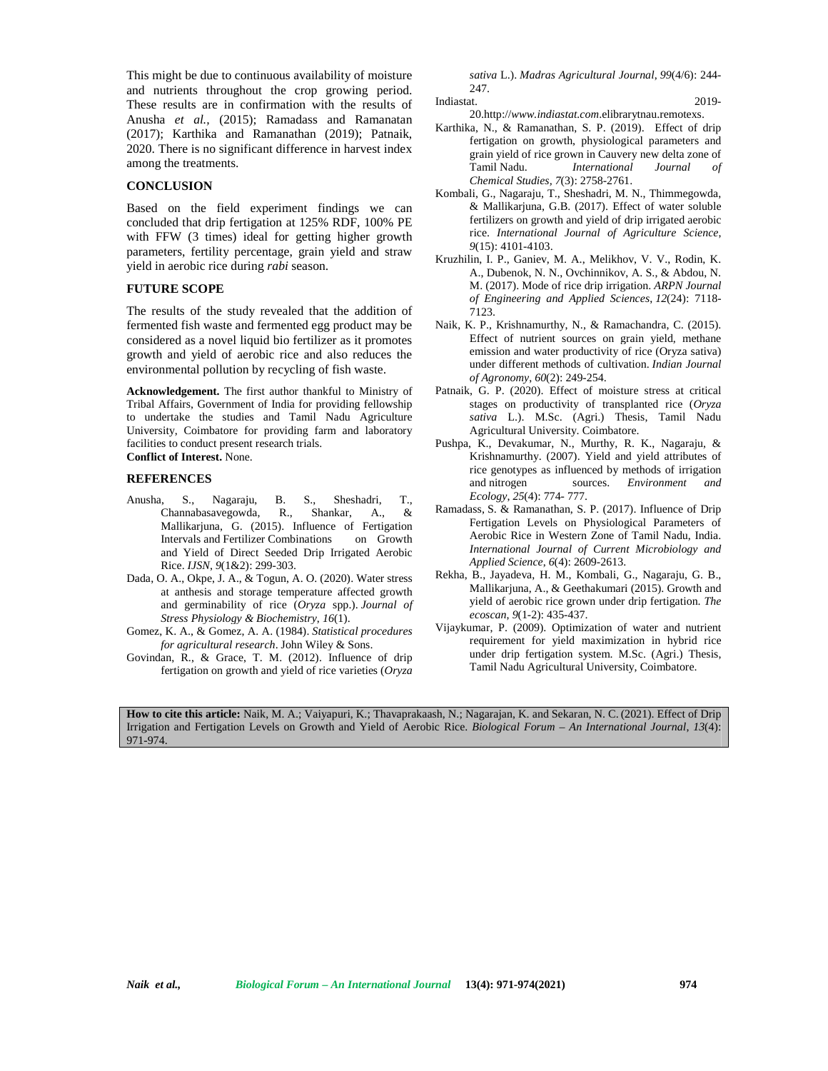This might be due to continuous availability of moisture and nutrients throughout the crop growing period. These results are in confirmation with the results of Anusha *et al.*, (2015); Ramadass and Ramanatan (2017); Karthika and Ramanathan (2019); Patnaik, 2020. There is no significant difference in harvest index among the treatments.

## CONCLUSION

Based on the field experiment findings we can concluded that drip fertigation at 125% RDF, 100% PE with FFW (3 times) ideal for getting higher growth parameters, fertility percentage, grain yield and straw yield in aerobic rice during *rabi* season.

## FUTURE SCOPE

The results of the study revealed that the addition of fermented fish waste and fermented egg product may be considered as a novel liquid bio fertilizer as it promotes growth and yield of aerobic rice and also reduces the environmental pollution by recycling of fish waste.

**Acknowledgement.** The first author thankful to Ministry of Tribal Affairs, Government of India for providing fellowship to undertake the studies and Tamil Nadu Agriculture University, Coimbatore for providing farm and laboratory facilities to conduct present research trials.

**Conflict of Interest.** None.

## REFERENCES

Anusha, S., Nagaraju, B. S., Sheshadri, T., Channabasavegowda, R., Shankar, A., & Mallikarjuna, G. (2015). Influence of Fertigation Intervals and Fertilizer Combinations on Growth and Yield of Direct Seeded Drip Irrigated Aerobic Rice. *IJSN*, *9*(1&2): 299-303.

Dada, O. A., Okpe, J. A., & Togun, A. O. (2020). Water stress at anthesis and storage temperature affected growth and germinability of rice (*Oryza* spp.). *Journal of Stress Physiology & Biochemistry*, *16*(1).

Gomez, K. A., & Gomez, A. A. (1984). *Statistical procedures for agricultural research*. John Wiley & Sons.

Govindan, R., & Grace, T. M. (2012). Influence of drip fertigation on growth and yield of rice varieties (*Oryza sativa* L.). *Madras Agricultural Journal*, *99*(4/6): 244-247.

Indiastat. 2019-20.http://*www.indiastat.com*.elibrarytnau.remotexs.

Karthika, N., & Ramanathan, S. P. (2019). Effect of drip fertigation on growth, physiological parameters and grain yield of rice grown in Cauvery new delta zone of Tamil Nadu. *International Journal of Chemical Studies*, *7*(3): 2758-2761.

Kombali, G., Nagaraju, T., Sheshadri, M. N., Thimmegowda, & Mallikarjuna, G.B. (2017). Effect of water soluble fertilizers on growth and yield of drip irrigated aerobic rice. *International Journal of Agriculture Science*, *9*(15): 4101-4103.

Kruzhilin, I. P., Ganiev, M. A., Melikhov, V. V., Rodin, K. A., Dubenok, N. N., Ovchinnikov, A. S., & Abdou, N. M. (2017). Mode of rice drip irrigation. *ARPN Journal of Engineering and Applied Sciences*, *12*(24): 7118-7123.

Naik, K. P., Krishnamurthy, N., & Ramachandra, C. (2015). Effect of nutrient sources on grain yield, methane emission and water productivity of rice (Oryza sativa) under different methods of cultivation. *Indian Journal of Agronomy*, *60*(2): 249-254.

Patnaik, G. P. (2020). Effect of moisture stress at critical stages on productivity of transplanted rice (*Oryza sativa* L.). M.Sc. (Agri.) Thesis, Tamil Nadu Agricultural University. Coimbatore.

Pushpa, K., Devakumar, N., Murthy, R. K., Nagaraju, & Krishnamurthy. (2007). Yield and yield attributes of rice genotypes as influenced by methods of irrigation and nitrogen sources. *Environment and Ecology*, *25*(4): 774- 777.

Ramadass, S. & Ramanathan, S. P. (2017). Influence of Drip Fertigation Levels on Physiological Parameters of Aerobic Rice in Western Zone of Tamil Nadu, India. *International Journal of Current Microbiology and Applied Science*, *6*(4): 2609-2613.

Rekha, B., Jayadeva, H. M., Kombali, G., Nagaraju, G. B., Mallikarjuna, A., & Geethakumari (2015). Growth and yield of aerobic rice grown under drip fertigation. *The ecoscan*, *9*(1-2): 435-437.

Vijaykumar, P. (2009). Optimization of water and nutrient requirement for yield maximization in hybrid rice under drip fertigation system. M.Sc. (Agri.) Thesis, Tamil Nadu Agricultural University, Coimbatore.

**How to cite this article:** Naik, M. A.; Vaiyapuri, K.; Thavaprakaash, N.; Nagarajan, K. and Sekaran, N. C. (2021). Effect of Drip Irrigation and Fertigation Levels on Growth and Yield of Aerobic Rice. *Biological Forum – An International Journal*, *13*(4): 971-974.